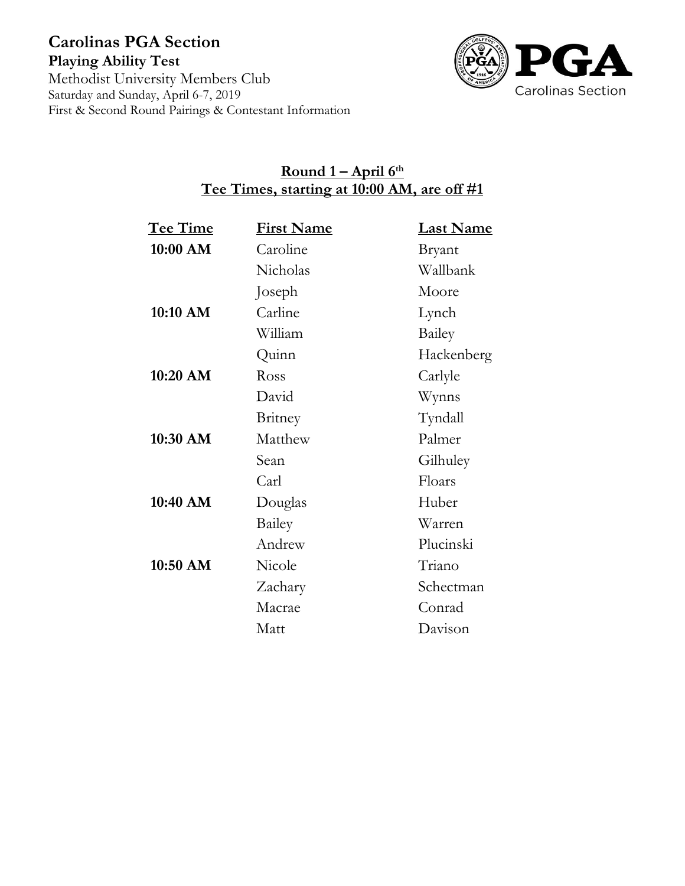# Carolinas PGA Section

**Playing Ability Test**

Methodist University Members Club

Saturday and Sunday, April 6-7, 2019

First & Second Round Pairings & Contestant Information

## Round 1 – April 6th
## Tee Times, starting at 10:00 AM, are off #1

| Tee Time | First Name | Last Name |
|---|---|---|
| **10:00 AM** | Caroline | Bryant |
| | Nicholas | Wallbank |
| | Joseph | Moore |
| **10:10 AM** | Carline | Lynch |
| | William | Bailey |
| | Quinn | Hackenberg |
| **10:20 AM** | Ross | Carlyle |
| | David | Wynns |
| | Britney | Tyndall |
| **10:30 AM** | Matthew | Palmer |
| | Sean | Gilhuley |
| | Carl | Floars |
| **10:40 AM** | Douglas | Huber |
| | Bailey | Warren |
| | Andrew | Plucinski |
| **10:50 AM** | Nicole | Triano |
| | Zachary | Schectman |
| | Macrae | Conrad |
| | Matt | Davison |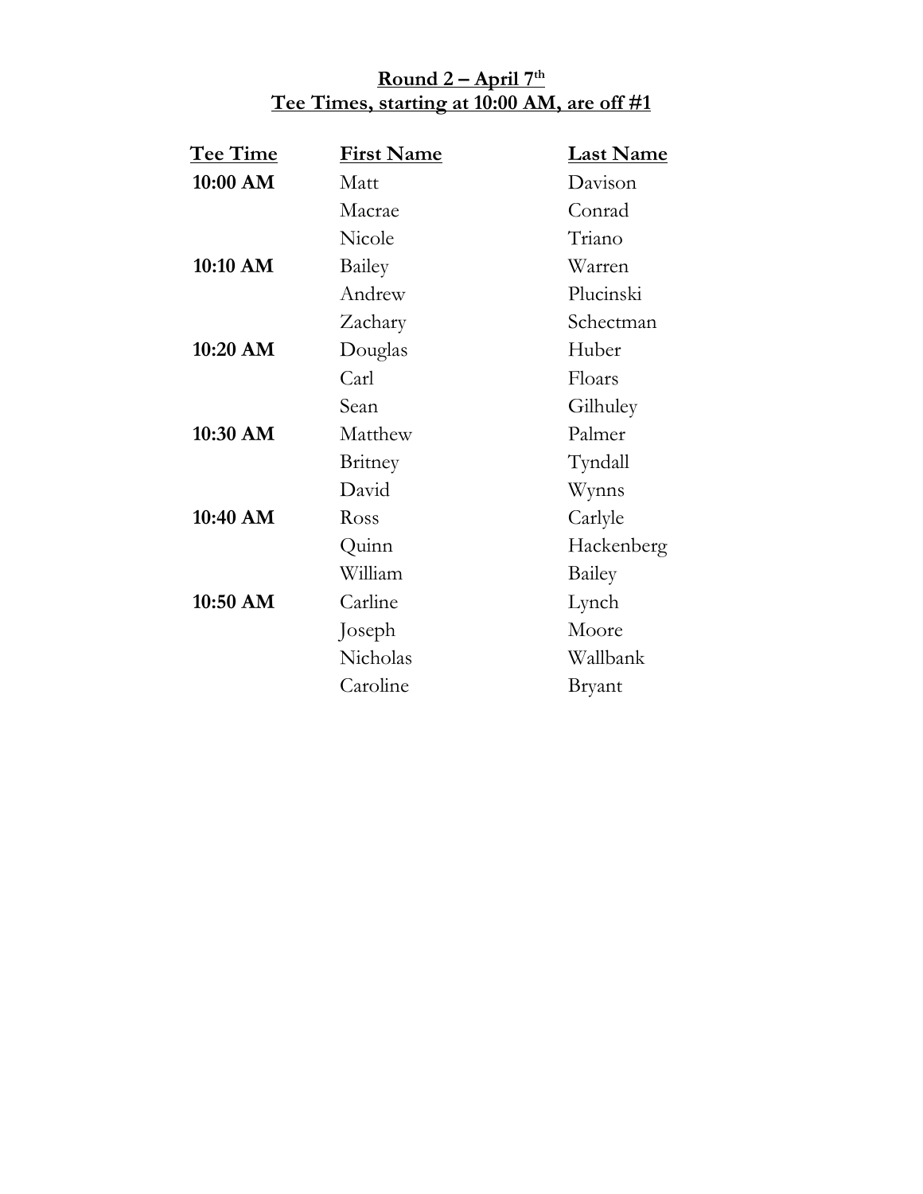**Round 2 – April 7th**
**Tee Times, starting at 10:00 AM, are off #1**

| Tee Time | First Name | Last Name |
|---|---|---|
| **10:00 AM** | Matt | Davison |
| | Macrae | Conrad |
| | Nicole | Triano |
| **10:10 AM** | Bailey | Warren |
| | Andrew | Plucinski |
| | Zachary | Schectman |
| **10:20 AM** | Douglas | Huber |
| | Carl | Floars |
| | Sean | Gilhuley |
| **10:30 AM** | Matthew | Palmer |
| | Britney | Tyndall |
| | David | Wynns |
| **10:40 AM** | Ross | Carlyle |
| | Quinn | Hackenberg |
| | William | Bailey |
| **10:50 AM** | Carline | Lynch |
| | Joseph | Moore |
| | Nicholas | Wallbank |
| | Caroline | Bryant |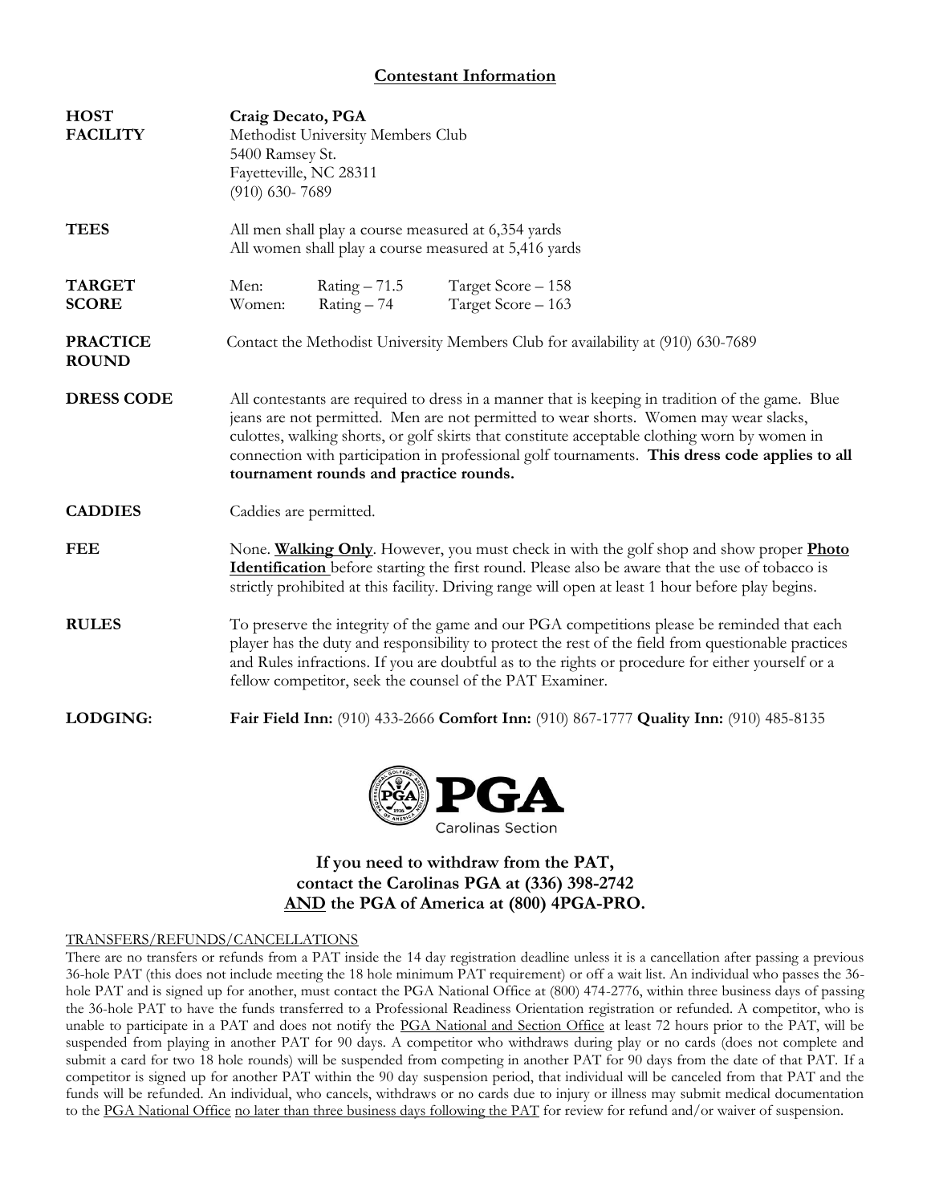## Contestant Information

**HOST FACILITY**

**Craig Decato, PGA**
Methodist University Members Club
5400 Ramsey St.
Fayetteville, NC 28311
(910) 630- 7689

**TEES**

All men shall play a course measured at 6,354 yards
All women shall play a course measured at 5,416 yards

**TARGET SCORE**

| | | |
|---|---|---|
| Men: | Rating – 71.5 | Target Score – 158 |
| Women: | Rating – 74 | Target Score – 163 |

**PRACTICE ROUND**

Contact the Methodist University Members Club for availability at (910) 630-7689

**DRESS CODE**

All contestants are required to dress in a manner that is keeping in tradition of the game. Blue jeans are not permitted. Men are not permitted to wear shorts. Women may wear slacks, culottes, walking shorts, or golf skirts that constitute acceptable clothing worn by women in connection with participation in professional golf tournaments. **This dress code applies to all tournament rounds and practice rounds.**

**CADDIES**

Caddies are permitted.

**FEE**

None. **Walking Only**. However, you must check in with the golf shop and show proper **Photo Identification** before starting the first round. Please also be aware that the use of tobacco is strictly prohibited at this facility. Driving range will open at least 1 hour before play begins.

**RULES**

To preserve the integrity of the game and our PGA competitions please be reminded that each player has the duty and responsibility to protect the rest of the field from questionable practices and Rules infractions. If you are doubtful as to the rights or procedure for either yourself or a fellow competitor, seek the counsel of the PAT Examiner.

**LODGING:**

**Fair Field Inn:** (910) 433-2666 **Comfort Inn:** (910) 867-1777 **Quality Inn:** (910) 485-8135

PGA
Carolinas Section

**If you need to withdraw from the PAT, contact the Carolinas PGA at (336) 398-2742 AND the PGA of America at (800) 4PGA-PRO.**

TRANSFERS/REFUNDS/CANCELLATIONS

There are no transfers or refunds from a PAT inside the 14 day registration deadline unless it is a cancellation after passing a previous 36-hole PAT (this does not include meeting the 18 hole minimum PAT requirement) or off a wait list. An individual who passes the 36-hole PAT and is signed up for another, must contact the PGA National Office at (800) 474-2776, within three business days of passing the 36-hole PAT to have the funds transferred to a Professional Readiness Orientation registration or refunded. A competitor, who is unable to participate in a PAT and does not notify the PGA National and Section Office at least 72 hours prior to the PAT, will be suspended from playing in another PAT for 90 days. A competitor who withdraws during play or no cards (does not complete and submit a card for two 18 hole rounds) will be suspended from competing in another PAT for 90 days from the date of that PAT. If a competitor is signed up for another PAT within the 90 day suspension period, that individual will be canceled from that PAT and the funds will be refunded. An individual, who cancels, withdraws or no cards due to injury or illness may submit medical documentation to the PGA National Office no later than three business days following the PAT for review for refund and/or waiver of suspension.